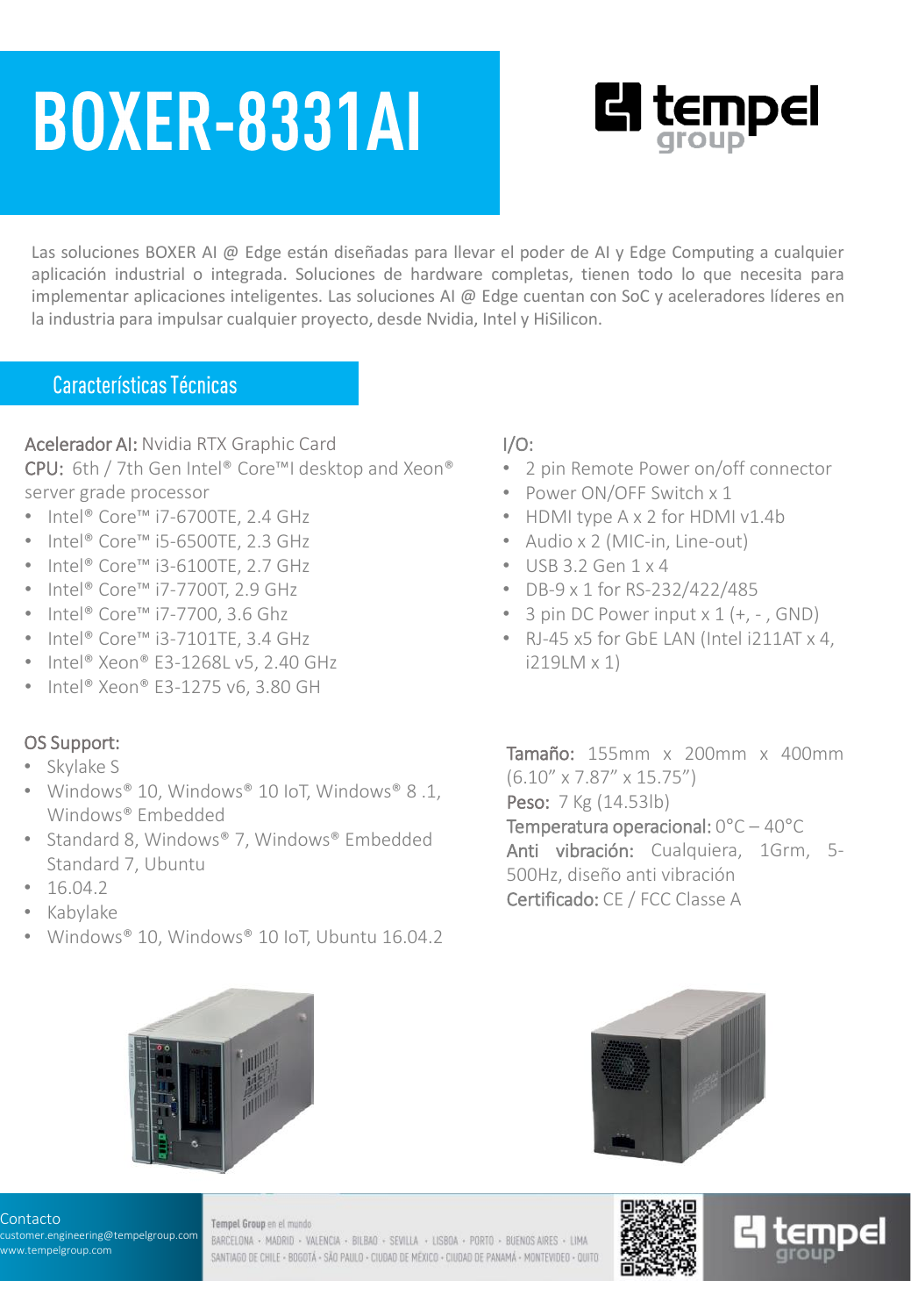# BOXER-8331AI

Las soluciones BOXER AI @ Edge están diseñadas para llevar el poder de AI y Edge Computing a cualquier aplicación industrial o integrada. Soluciones de hardware completas, tienen todo lo que necesita para implementar aplicaciones inteligentes. Las soluciones AI @ Edge cuentan con SoC y aceleradores líderes en la industria para impulsar cualquier proyecto, desde Nvidia, Intel y HiSilicon.

## Características Técnicas

**Acelerador AI:** Nvidia RTX Graphic Card

**CPU:** 6th / 7th Gen Intel® Core™I desktop and Xeon® server grade processor

- Intel® Core™ i7-6700TE, 2.4 GHz
- Intel® Core™ i5-6500TE, 2.3 GHz
- Intel® Core™ i3-6100TE, 2.7 GHz
- Intel® Core™ i7-7700T, 2.9 GHz
- Intel® Core™ i7-7700, 3.6 Ghz
- Intel® Core™ i3-7101TE, 3.4 GHz
- Intel® Xeon® E3-1268L v5, 2.40 GHz
- Intel® Xeon® E3-1275 v6, 3.80 GH

**OS Support:**

- Skylake S
- Windows® 10, Windows® 10 IoT, Windows® 8 .1, Windows® Embedded
- Standard 8, Windows® 7, Windows® Embedded Standard 7, Ubuntu
- 16.04.2
- Kabylake
- Windows® 10, Windows® 10 IoT, Ubuntu 16.04.2

**I/O:**

- 2 pin Remote Power on/off connector
- Power ON/OFF Switch x 1
- HDMI type A x 2 for HDMI v1.4b
- Audio x 2 (MIC-in, Line-out)
- USB 3.2 Gen 1 x 4
- DB-9 x 1 for RS-232/422/485
- 3 pin DC Power input x 1 (+, - , GND)
- RJ-45 x5 for GbE LAN (Intel i211AT x 4, i219LM x 1)

**Tamaño:** 155mm x 200mm x 400mm (6.10" x 7.87" x 15.75")

**Peso:** 7 Kg (14.53lb)

**Temperatura operacional:** 0°C – 40°C

**Anti vibración:** Cualquiera, 1Grm, 5-500Hz, diseño anti vibración

**Certificado:** CE / FCC Classe A

Contacto
customer.engineering@tempelgroup.com
www.tempelgroup.com

Tempel Group en el mundo
BARCELONA · MADRID · VALENCIA · BILBAO · SEVILLA · LISBOA · PORTO · BUENOS AIRES · LIMA
SANTIAGO DE CHILE · BOGOTÁ · SÃO PAULO · CIUDAD DE MÉXICO · CIUDAD DE PANAMÁ · MONTEVIDEO · QUITO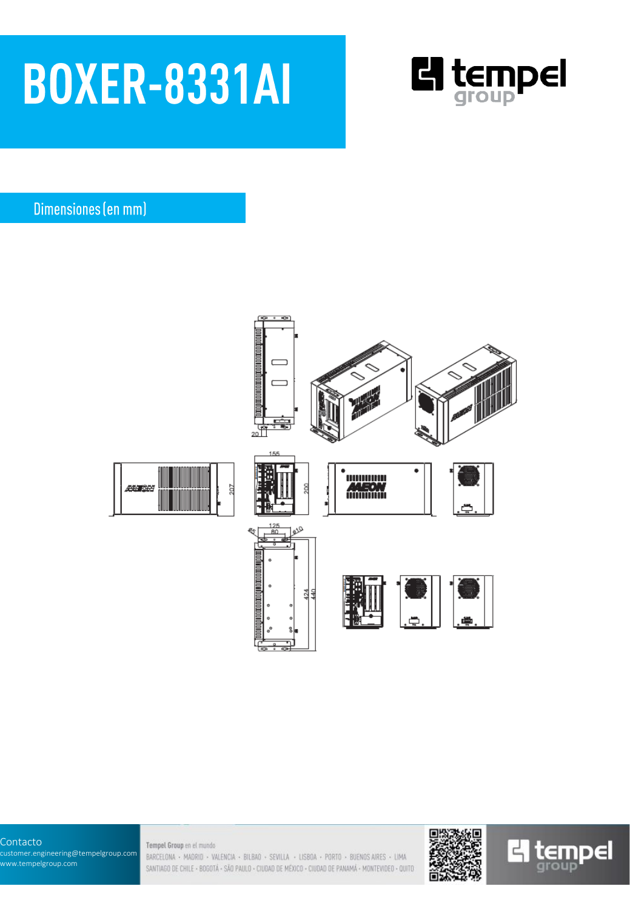# BOXER-8331AI

## Dimensiones (en mm)

20

155

207

200

125

80

ø5

ø10

424

440